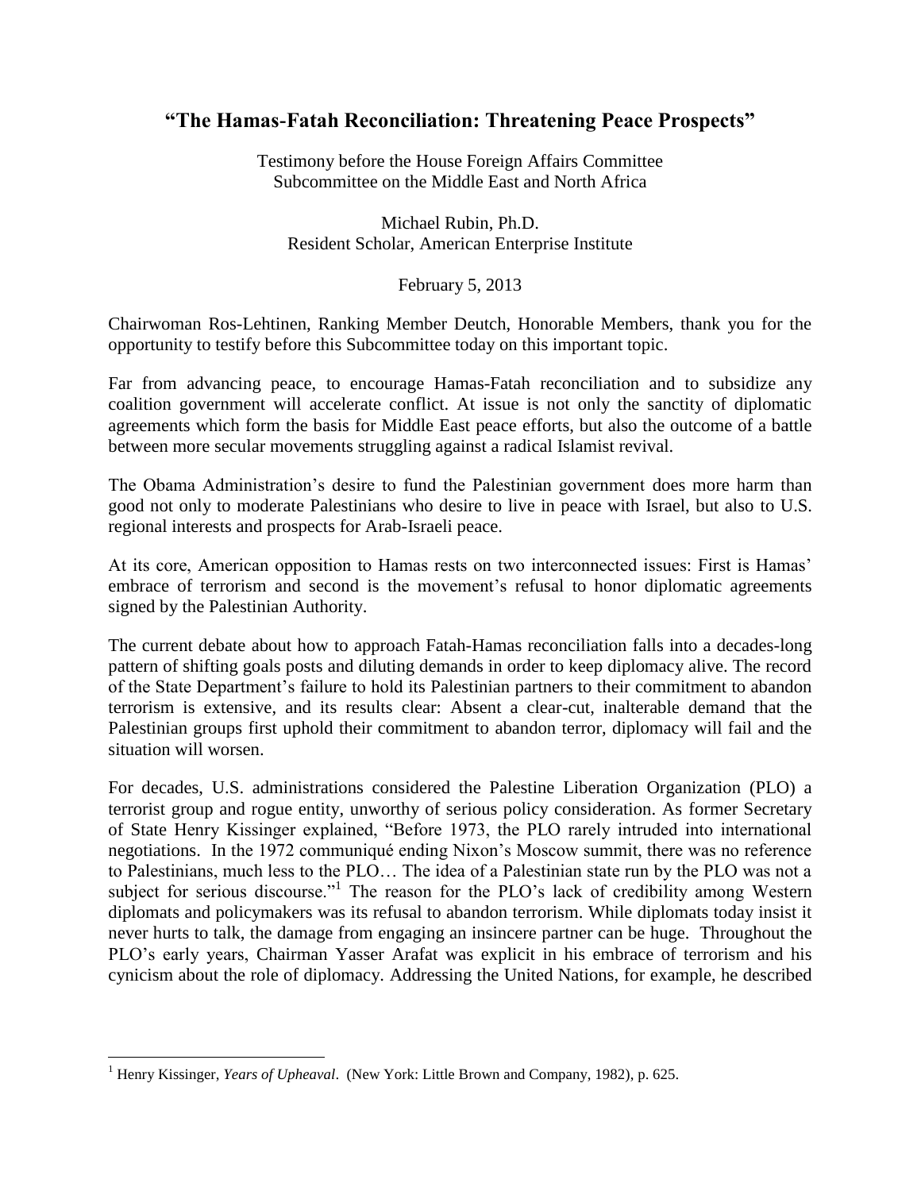## "The Hamas-Fatah Reconciliation: Threatening Peace Prospects"

Testimony before the House Foreign Affairs Committee
Subcommittee on the Middle East and North Africa

Michael Rubin, Ph.D.
Resident Scholar, American Enterprise Institute

February 5, 2013

Chairwoman Ros-Lehtinen, Ranking Member Deutch, Honorable Members, thank you for the opportunity to testify before this Subcommittee today on this important topic.

Far from advancing peace, to encourage Hamas-Fatah reconciliation and to subsidize any coalition government will accelerate conflict. At issue is not only the sanctity of diplomatic agreements which form the basis for Middle East peace efforts, but also the outcome of a battle between more secular movements struggling against a radical Islamist revival.

The Obama Administration's desire to fund the Palestinian government does more harm than good not only to moderate Palestinians who desire to live in peace with Israel, but also to U.S. regional interests and prospects for Arab-Israeli peace.

At its core, American opposition to Hamas rests on two interconnected issues: First is Hamas' embrace of terrorism and second is the movement's refusal to honor diplomatic agreements signed by the Palestinian Authority.

The current debate about how to approach Fatah-Hamas reconciliation falls into a decades-long pattern of shifting goals posts and diluting demands in order to keep diplomacy alive. The record of the State Department's failure to hold its Palestinian partners to their commitment to abandon terrorism is extensive, and its results clear: Absent a clear-cut, inalterable demand that the Palestinian groups first uphold their commitment to abandon terror, diplomacy will fail and the situation will worsen.

For decades, U.S. administrations considered the Palestine Liberation Organization (PLO) a terrorist group and rogue entity, unworthy of serious policy consideration. As former Secretary of State Henry Kissinger explained, "Before 1973, the PLO rarely intruded into international negotiations. In the 1972 communiqué ending Nixon's Moscow summit, there was no reference to Palestinians, much less to the PLO… The idea of a Palestinian state run by the PLO was not a subject for serious discourse."[1] The reason for the PLO's lack of credibility among Western diplomats and policymakers was its refusal to abandon terrorism. While diplomats today insist it never hurts to talk, the damage from engaging an insincere partner can be huge. Throughout the PLO's early years, Chairman Yasser Arafat was explicit in his embrace of terrorism and his cynicism about the role of diplomacy. Addressing the United Nations, for example, he described

---

[1] Henry Kissinger, *Years of Upheaval*. (New York: Little Brown and Company, 1982), p. 625.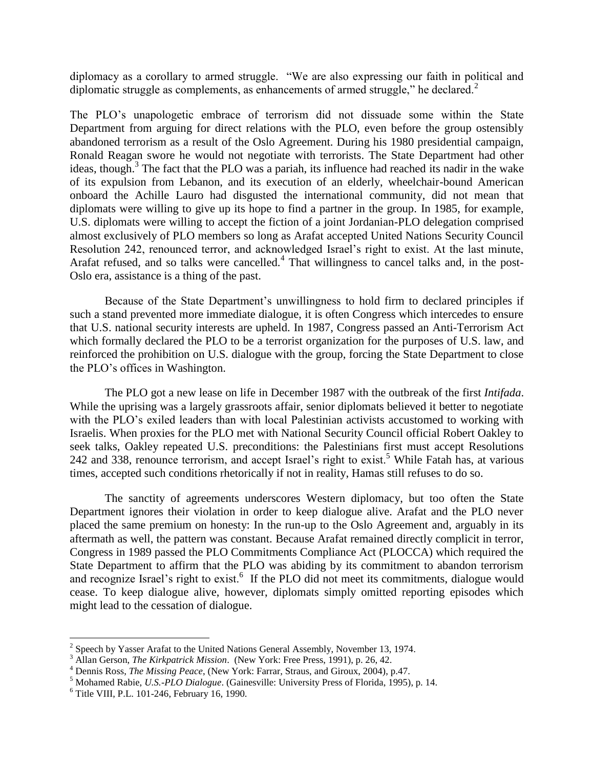diplomacy as a corollary to armed struggle. "We are also expressing our faith in political and diplomatic struggle as complements, as enhancements of armed struggle," he declared.[2]

The PLO's unapologetic embrace of terrorism did not dissuade some within the State Department from arguing for direct relations with the PLO, even before the group ostensibly abandoned terrorism as a result of the Oslo Agreement. During his 1980 presidential campaign, Ronald Reagan swore he would not negotiate with terrorists. The State Department had other ideas, though.[3] The fact that the PLO was a pariah, its influence had reached its nadir in the wake of its expulsion from Lebanon, and its execution of an elderly, wheelchair-bound American onboard the Achille Lauro had disgusted the international community, did not mean that diplomats were willing to give up its hope to find a partner in the group. In 1985, for example, U.S. diplomats were willing to accept the fiction of a joint Jordanian-PLO delegation comprised almost exclusively of PLO members so long as Arafat accepted United Nations Security Council Resolution 242, renounced terror, and acknowledged Israel's right to exist. At the last minute, Arafat refused, and so talks were cancelled.[4] That willingness to cancel talks and, in the post-Oslo era, assistance is a thing of the past.

Because of the State Department's unwillingness to hold firm to declared principles if such a stand prevented more immediate dialogue, it is often Congress which intercedes to ensure that U.S. national security interests are upheld. In 1987, Congress passed an Anti-Terrorism Act which formally declared the PLO to be a terrorist organization for the purposes of U.S. law, and reinforced the prohibition on U.S. dialogue with the group, forcing the State Department to close the PLO's offices in Washington.

The PLO got a new lease on life in December 1987 with the outbreak of the first *Intifada*. While the uprising was a largely grassroots affair, senior diplomats believed it better to negotiate with the PLO's exiled leaders than with local Palestinian activists accustomed to working with Israelis. When proxies for the PLO met with National Security Council official Robert Oakley to seek talks, Oakley repeated U.S. preconditions: the Palestinians first must accept Resolutions 242 and 338, renounce terrorism, and accept Israel's right to exist.[5] While Fatah has, at various times, accepted such conditions rhetorically if not in reality, Hamas still refuses to do so.

The sanctity of agreements underscores Western diplomacy, but too often the State Department ignores their violation in order to keep dialogue alive. Arafat and the PLO never placed the same premium on honesty: In the run-up to the Oslo Agreement and, arguably in its aftermath as well, the pattern was constant. Because Arafat remained directly complicit in terror, Congress in 1989 passed the PLO Commitments Compliance Act (PLOCCA) which required the State Department to affirm that the PLO was abiding by its commitment to abandon terrorism and recognize Israel's right to exist.[6] If the PLO did not meet its commitments, dialogue would cease. To keep dialogue alive, however, diplomats simply omitted reporting episodes which might lead to the cessation of dialogue.

---

[2] Speech by Yasser Arafat to the United Nations General Assembly, November 13, 1974.

[3] Allan Gerson, *The Kirkpatrick Mission*. (New York: Free Press, 1991), p. 26, 42.

[4] Dennis Ross, *The Missing Peace*, (New York: Farrar, Straus, and Giroux, 2004), p.47.

[5] Mohamed Rabie, *U.S.-PLO Dialogue*. (Gainesville: University Press of Florida, 1995), p. 14.

[6] Title VIII, P.L. 101-246, February 16, 1990.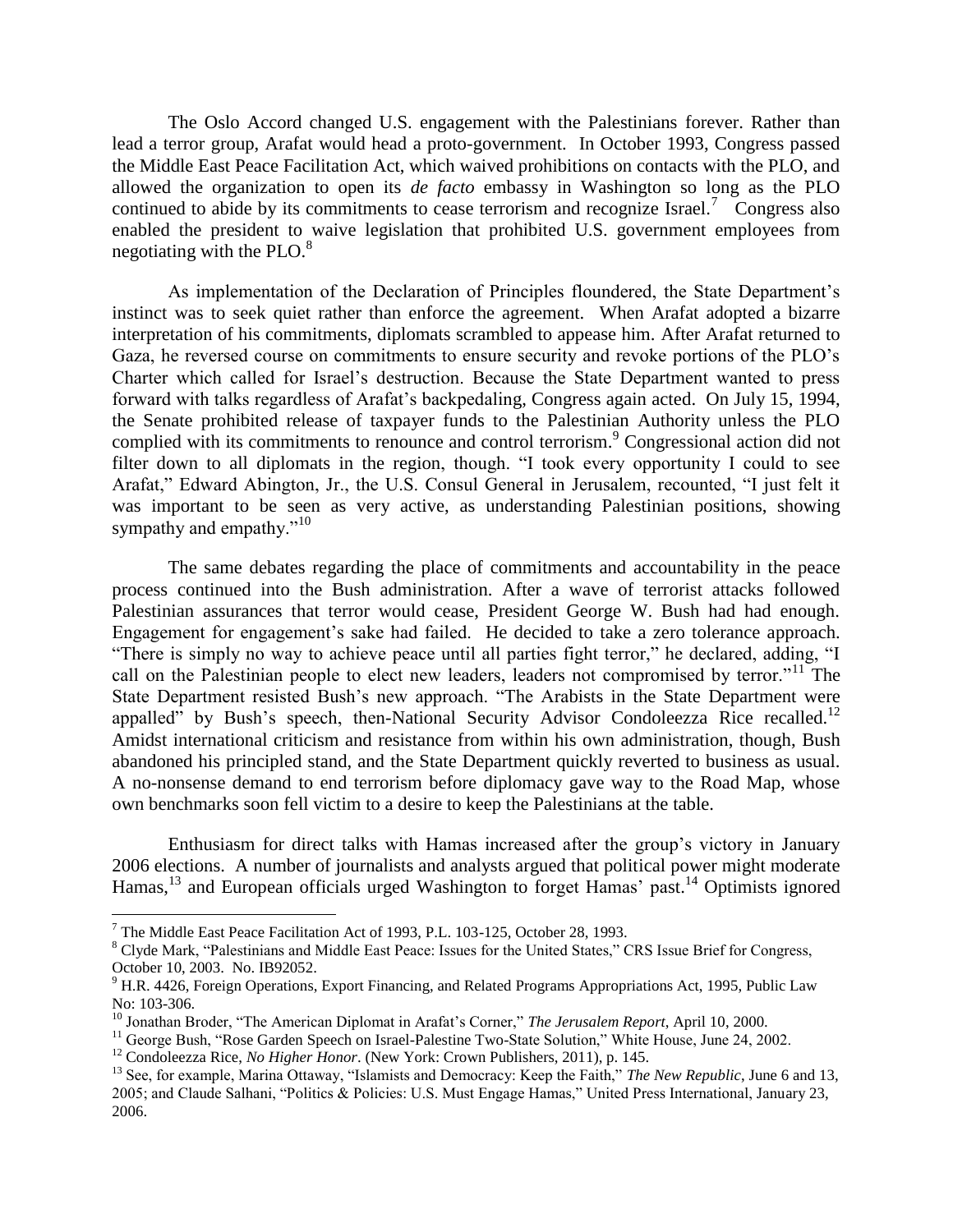The Oslo Accord changed U.S. engagement with the Palestinians forever. Rather than lead a terror group, Arafat would head a proto-government. In October 1993, Congress passed the Middle East Peace Facilitation Act, which waived prohibitions on contacts with the PLO, and allowed the organization to open its *de facto* embassy in Washington so long as the PLO continued to abide by its commitments to cease terrorism and recognize Israel.[7] Congress also enabled the president to waive legislation that prohibited U.S. government employees from negotiating with the PLO.[8]

As implementation of the Declaration of Principles floundered, the State Department's instinct was to seek quiet rather than enforce the agreement. When Arafat adopted a bizarre interpretation of his commitments, diplomats scrambled to appease him. After Arafat returned to Gaza, he reversed course on commitments to ensure security and revoke portions of the PLO's Charter which called for Israel's destruction. Because the State Department wanted to press forward with talks regardless of Arafat's backpedaling, Congress again acted. On July 15, 1994, the Senate prohibited release of taxpayer funds to the Palestinian Authority unless the PLO complied with its commitments to renounce and control terrorism.[9] Congressional action did not filter down to all diplomats in the region, though. "I took every opportunity I could to see Arafat," Edward Abington, Jr., the U.S. Consul General in Jerusalem, recounted, "I just felt it was important to be seen as very active, as understanding Palestinian positions, showing sympathy and empathy."[10]

The same debates regarding the place of commitments and accountability in the peace process continued into the Bush administration. After a wave of terrorist attacks followed Palestinian assurances that terror would cease, President George W. Bush had had enough. Engagement for engagement's sake had failed. He decided to take a zero tolerance approach. "There is simply no way to achieve peace until all parties fight terror," he declared, adding, "I call on the Palestinian people to elect new leaders, leaders not compromised by terror."[11] The State Department resisted Bush's new approach. "The Arabists in the State Department were appalled" by Bush's speech, then-National Security Advisor Condoleezza Rice recalled.[12] Amidst international criticism and resistance from within his own administration, though, Bush abandoned his principled stand, and the State Department quickly reverted to business as usual. A no-nonsense demand to end terrorism before diplomacy gave way to the Road Map, whose own benchmarks soon fell victim to a desire to keep the Palestinians at the table.

Enthusiasm for direct talks with Hamas increased after the group's victory in January 2006 elections. A number of journalists and analysts argued that political power might moderate Hamas,[13] and European officials urged Washington to forget Hamas' past.[14] Optimists ignored

---

[7] The Middle East Peace Facilitation Act of 1993, P.L. 103-125, October 28, 1993.

[8] Clyde Mark, "Palestinians and Middle East Peace: Issues for the United States," CRS Issue Brief for Congress, October 10, 2003. No. IB92052.

[9] H.R. 4426, Foreign Operations, Export Financing, and Related Programs Appropriations Act, 1995, Public Law No: 103-306.

[10] Jonathan Broder, "The American Diplomat in Arafat's Corner," *The Jerusalem Report*, April 10, 2000.

[11] George Bush, "Rose Garden Speech on Israel-Palestine Two-State Solution," White House, June 24, 2002.

[12] Condoleezza Rice, *No Higher Honor*. (New York: Crown Publishers, 2011), p. 145.

[13] See, for example, Marina Ottaway, "Islamists and Democracy: Keep the Faith," *The New Republic*, June 6 and 13, 2005; and Claude Salhani, "Politics & Policies: U.S. Must Engage Hamas," United Press International, January 23, 2006.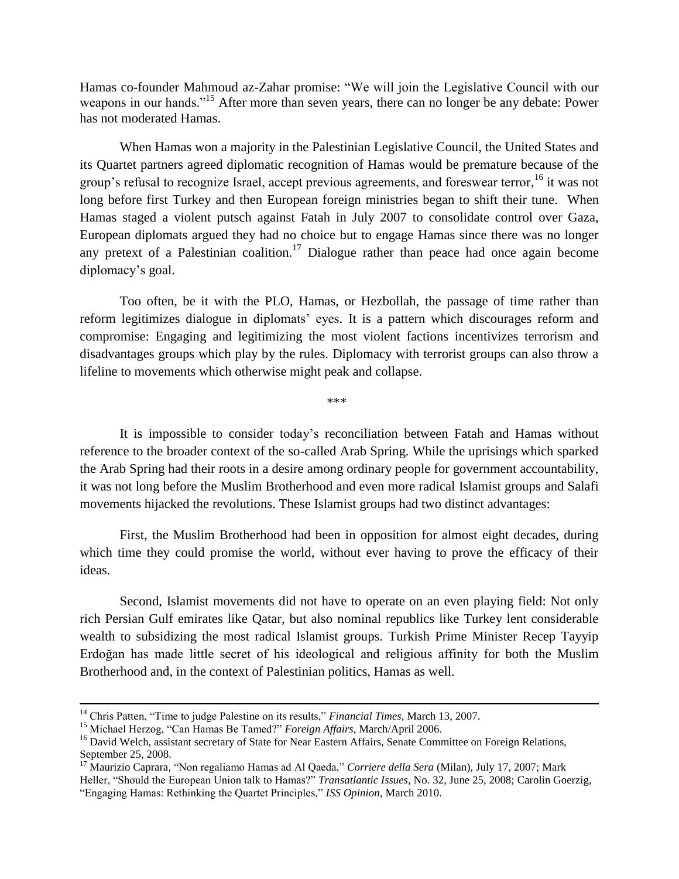Hamas co-founder Mahmoud az-Zahar promise: "We will join the Legislative Council with our weapons in our hands."[15] After more than seven years, there can no longer be any debate: Power has not moderated Hamas.

When Hamas won a majority in the Palestinian Legislative Council, the United States and its Quartet partners agreed diplomatic recognition of Hamas would be premature because of the group's refusal to recognize Israel, accept previous agreements, and foreswear terror,[16] it was not long before first Turkey and then European foreign ministries began to shift their tune. When Hamas staged a violent putsch against Fatah in July 2007 to consolidate control over Gaza, European diplomats argued they had no choice but to engage Hamas since there was no longer any pretext of a Palestinian coalition.[17] Dialogue rather than peace had once again become diplomacy's goal.

Too often, be it with the PLO, Hamas, or Hezbollah, the passage of time rather than reform legitimizes dialogue in diplomats' eyes. It is a pattern which discourages reform and compromise: Engaging and legitimizing the most violent factions incentivizes terrorism and disadvantages groups which play by the rules. Diplomacy with terrorist groups can also throw a lifeline to movements which otherwise might peak and collapse.

***

It is impossible to consider today's reconciliation between Fatah and Hamas without reference to the broader context of the so-called Arab Spring. While the uprisings which sparked the Arab Spring had their roots in a desire among ordinary people for government accountability, it was not long before the Muslim Brotherhood and even more radical Islamist groups and Salafi movements hijacked the revolutions. These Islamist groups had two distinct advantages:

First, the Muslim Brotherhood had been in opposition for almost eight decades, during which time they could promise the world, without ever having to prove the efficacy of their ideas.

Second, Islamist movements did not have to operate on an even playing field: Not only rich Persian Gulf emirates like Qatar, but also nominal republics like Turkey lent considerable wealth to subsidizing the most radical Islamist groups. Turkish Prime Minister Recep Tayyip Erdoğan has made little secret of his ideological and religious affinity for both the Muslim Brotherhood and, in the context of Palestinian politics, Hamas as well.

---

[14] Chris Patten, "Time to judge Palestine on its results," *Financial Times*, March 13, 2007.

[15] Michael Herzog, "Can Hamas Be Tamed?" *Foreign Affairs*, March/April 2006.

[16] David Welch, assistant secretary of State for Near Eastern Affairs, Senate Committee on Foreign Relations, September 25, 2008.

[17] Maurizio Caprara, "Non regaliamo Hamas ad Al Qaeda," *Corriere della Sera* (Milan), July 17, 2007; Mark Heller, "Should the European Union talk to Hamas?" *Transatlantic Issues*, No. 32, June 25, 2008; Carolin Goerzig, "Engaging Hamas: Rethinking the Quartet Principles," *ISS Opinion*, March 2010.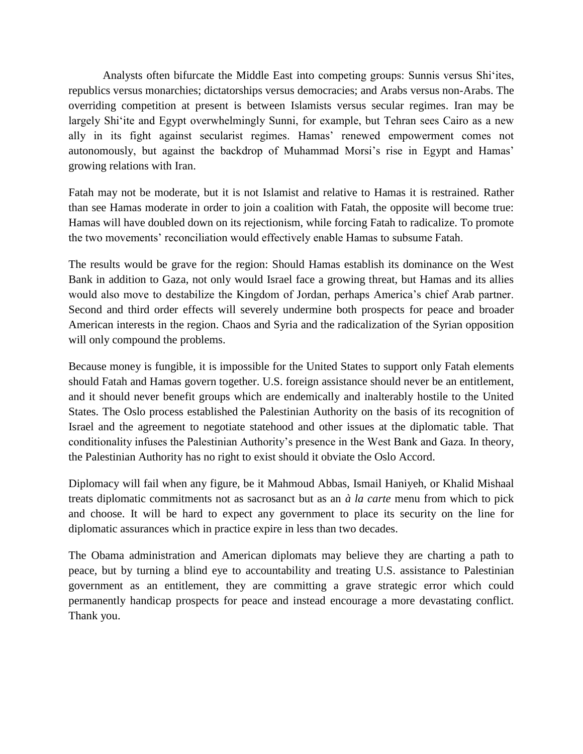Analysts often bifurcate the Middle East into competing groups: Sunnis versus Shi'ites, republics versus monarchies; dictatorships versus democracies; and Arabs versus non-Arabs. The overriding competition at present is between Islamists versus secular regimes. Iran may be largely Shi'ite and Egypt overwhelmingly Sunni, for example, but Tehran sees Cairo as a new ally in its fight against secularist regimes. Hamas' renewed empowerment comes not autonomously, but against the backdrop of Muhammad Morsi's rise in Egypt and Hamas' growing relations with Iran.

Fatah may not be moderate, but it is not Islamist and relative to Hamas it is restrained. Rather than see Hamas moderate in order to join a coalition with Fatah, the opposite will become true: Hamas will have doubled down on its rejectionism, while forcing Fatah to radicalize. To promote the two movements' reconciliation would effectively enable Hamas to subsume Fatah.

The results would be grave for the region: Should Hamas establish its dominance on the West Bank in addition to Gaza, not only would Israel face a growing threat, but Hamas and its allies would also move to destabilize the Kingdom of Jordan, perhaps America's chief Arab partner. Second and third order effects will severely undermine both prospects for peace and broader American interests in the region. Chaos and Syria and the radicalization of the Syrian opposition will only compound the problems.

Because money is fungible, it is impossible for the United States to support only Fatah elements should Fatah and Hamas govern together. U.S. foreign assistance should never be an entitlement, and it should never benefit groups which are endemically and inalterably hostile to the United States. The Oslo process established the Palestinian Authority on the basis of its recognition of Israel and the agreement to negotiate statehood and other issues at the diplomatic table. That conditionality infuses the Palestinian Authority's presence in the West Bank and Gaza. In theory, the Palestinian Authority has no right to exist should it obviate the Oslo Accord.

Diplomacy will fail when any figure, be it Mahmoud Abbas, Ismail Haniyeh, or Khalid Mishaal treats diplomatic commitments not as sacrosanct but as an *à la carte* menu from which to pick and choose. It will be hard to expect any government to place its security on the line for diplomatic assurances which in practice expire in less than two decades.

The Obama administration and American diplomats may believe they are charting a path to peace, but by turning a blind eye to accountability and treating U.S. assistance to Palestinian government as an entitlement, they are committing a grave strategic error which could permanently handicap prospects for peace and instead encourage a more devastating conflict. Thank you.